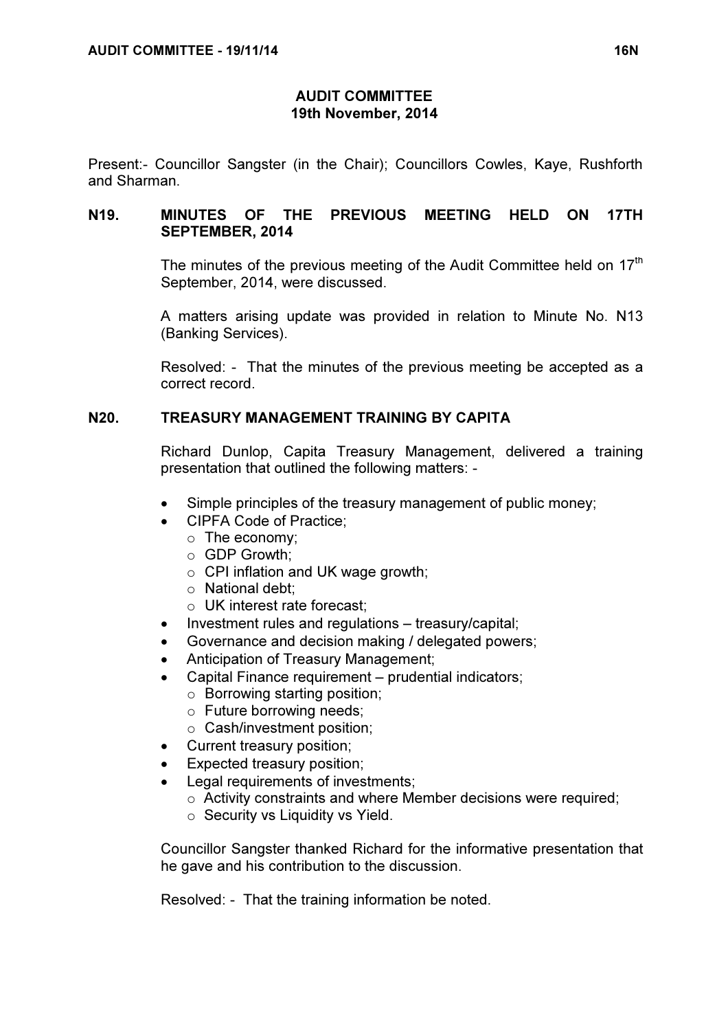# AUDIT COMMITTEE
## 19th November, 2014

Present:- Councillor Sangster (in the Chair); Councillors Cowles, Kaye, Rushforth and Sharman.

### N19. MINUTES OF THE PREVIOUS MEETING HELD ON 17TH SEPTEMBER, 2014

The minutes of the previous meeting of the Audit Committee held on 17th September, 2014, were discussed.

A matters arising update was provided in relation to Minute No. N13 (Banking Services).

Resolved: - That the minutes of the previous meeting be accepted as a correct record.

### N20. TREASURY MANAGEMENT TRAINING BY CAPITA

Richard Dunlop, Capita Treasury Management, delivered a training presentation that outlined the following matters: -

- Simple principles of the treasury management of public money;
- CIPFA Code of Practice;
  - The economy;
  - GDP Growth;
  - CPI inflation and UK wage growth;
  - National debt;
  - UK interest rate forecast;
- Investment rules and regulations – treasury/capital;
- Governance and decision making / delegated powers;
- Anticipation of Treasury Management;
- Capital Finance requirement – prudential indicators;
  - Borrowing starting position;
  - Future borrowing needs;
  - Cash/investment position;
- Current treasury position;
- Expected treasury position;
- Legal requirements of investments;
  - Activity constraints and where Member decisions were required;
  - Security vs Liquidity vs Yield.

Councillor Sangster thanked Richard for the informative presentation that he gave and his contribution to the discussion.

Resolved: - That the training information be noted.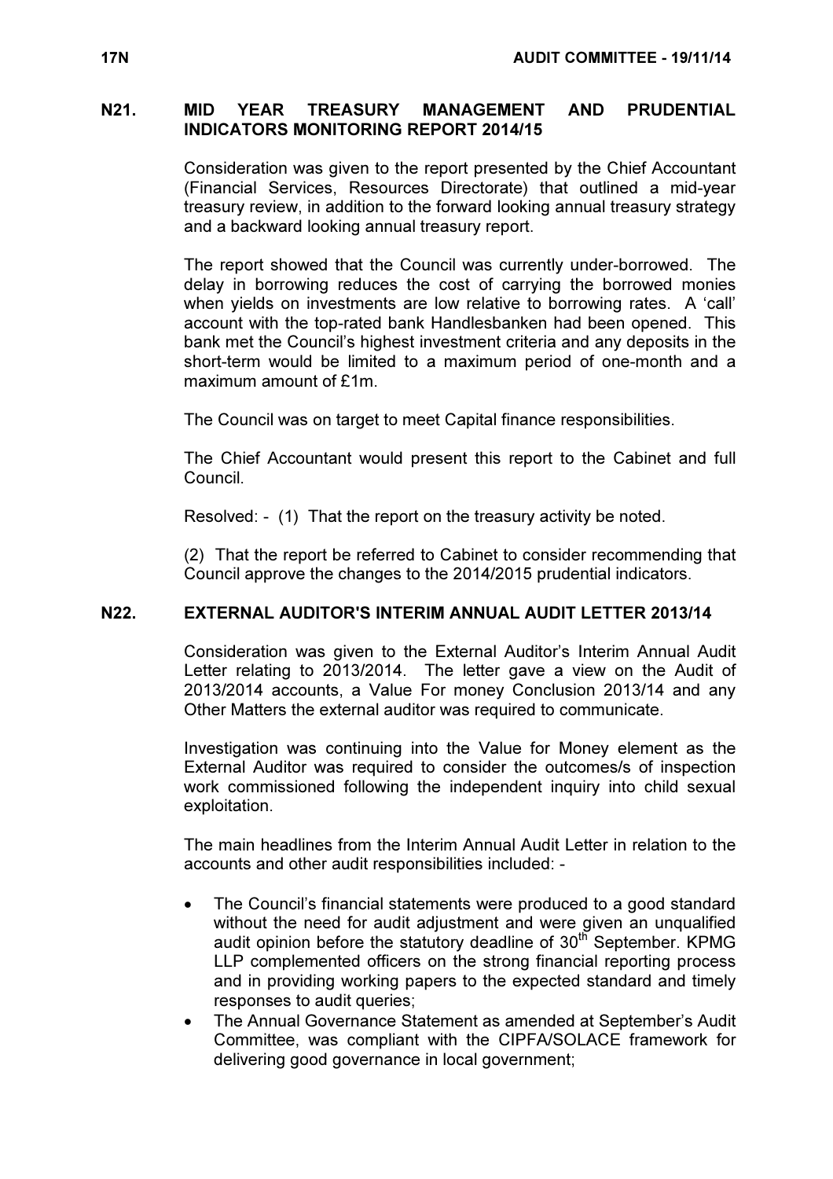## N21. MID YEAR TREASURY MANAGEMENT AND PRUDENTIAL INDICATORS MONITORING REPORT 2014/15

Consideration was given to the report presented by the Chief Accountant (Financial Services, Resources Directorate) that outlined a mid-year treasury review, in addition to the forward looking annual treasury strategy and a backward looking annual treasury report.

The report showed that the Council was currently under-borrowed. The delay in borrowing reduces the cost of carrying the borrowed monies when yields on investments are low relative to borrowing rates. A 'call' account with the top-rated bank Handlesbanken had been opened. This bank met the Council's highest investment criteria and any deposits in the short-term would be limited to a maximum period of one-month and a maximum amount of £1m.

The Council was on target to meet Capital finance responsibilities.

The Chief Accountant would present this report to the Cabinet and full Council.

Resolved: - (1) That the report on the treasury activity be noted.

(2) That the report be referred to Cabinet to consider recommending that Council approve the changes to the 2014/2015 prudential indicators.

## N22. EXTERNAL AUDITOR'S INTERIM ANNUAL AUDIT LETTER 2013/14

Consideration was given to the External Auditor's Interim Annual Audit Letter relating to 2013/2014. The letter gave a view on the Audit of 2013/2014 accounts, a Value For money Conclusion 2013/14 and any Other Matters the external auditor was required to communicate.

Investigation was continuing into the Value for Money element as the External Auditor was required to consider the outcomes/s of inspection work commissioned following the independent inquiry into child sexual exploitation.

The main headlines from the Interim Annual Audit Letter in relation to the accounts and other audit responsibilities included: -

- The Council's financial statements were produced to a good standard without the need for audit adjustment and were given an unqualified audit opinion before the statutory deadline of 30th September. KPMG LLP complemented officers on the strong financial reporting process and in providing working papers to the expected standard and timely responses to audit queries;
- The Annual Governance Statement as amended at September's Audit Committee, was compliant with the CIPFA/SOLACE framework for delivering good governance in local government;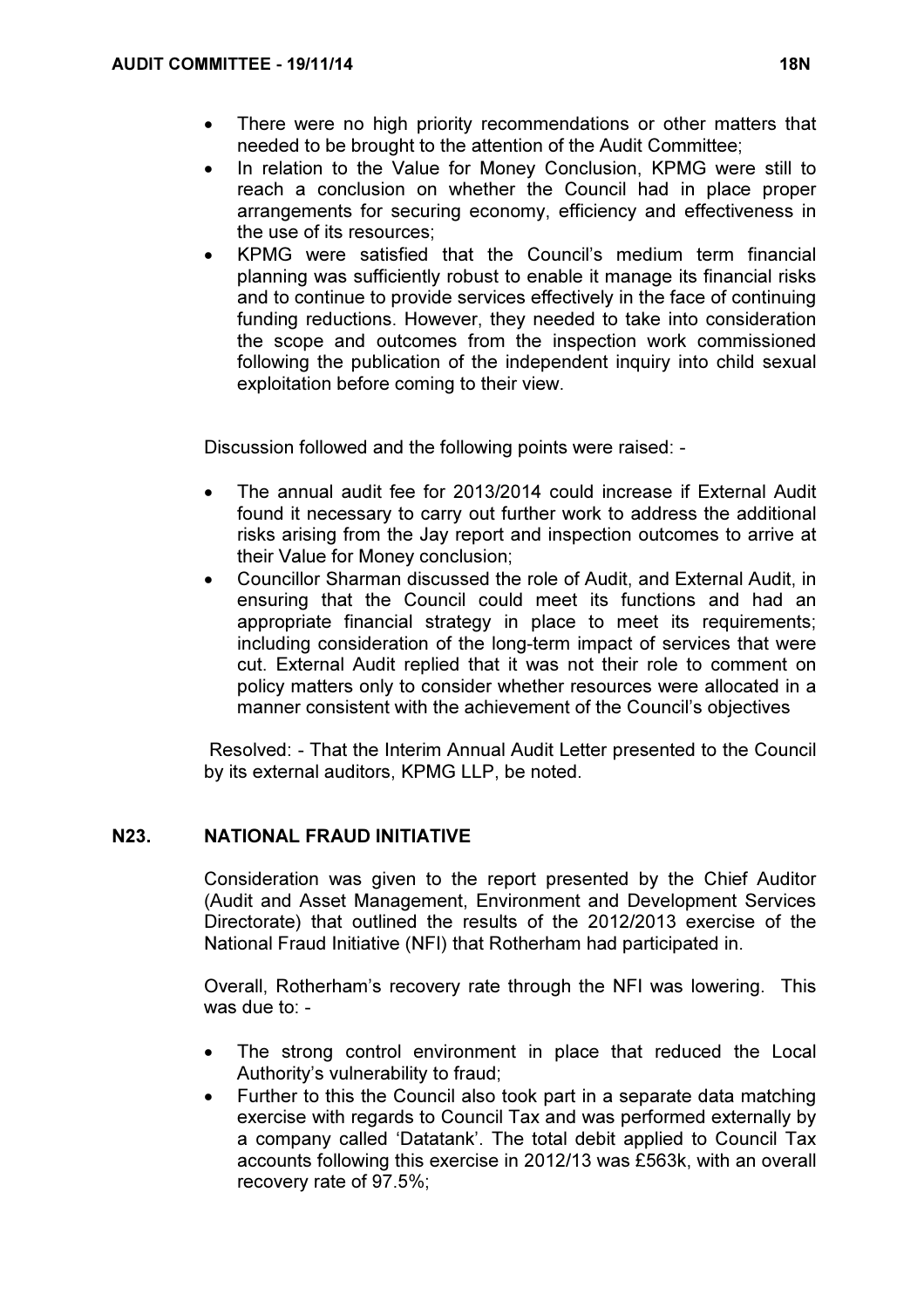- There were no high priority recommendations or other matters that needed to be brought to the attention of the Audit Committee;
- In relation to the Value for Money Conclusion, KPMG were still to reach a conclusion on whether the Council had in place proper arrangements for securing economy, efficiency and effectiveness in the use of its resources;
- KPMG were satisfied that the Council's medium term financial planning was sufficiently robust to enable it manage its financial risks and to continue to provide services effectively in the face of continuing funding reductions. However, they needed to take into consideration the scope and outcomes from the inspection work commissioned following the publication of the independent inquiry into child sexual exploitation before coming to their view.

Discussion followed and the following points were raised: -

- The annual audit fee for 2013/2014 could increase if External Audit found it necessary to carry out further work to address the additional risks arising from the Jay report and inspection outcomes to arrive at their Value for Money conclusion;
- Councillor Sharman discussed the role of Audit, and External Audit, in ensuring that the Council could meet its functions and had an appropriate financial strategy in place to meet its requirements; including consideration of the long-term impact of services that were cut. External Audit replied that it was not their role to comment on policy matters only to consider whether resources were allocated in a manner consistent with the achievement of the Council's objectives

Resolved: - That the Interim Annual Audit Letter presented to the Council by its external auditors, KPMG LLP, be noted.

## N23. NATIONAL FRAUD INITIATIVE

Consideration was given to the report presented by the Chief Auditor (Audit and Asset Management, Environment and Development Services Directorate) that outlined the results of the 2012/2013 exercise of the National Fraud Initiative (NFI) that Rotherham had participated in.

Overall, Rotherham's recovery rate through the NFI was lowering. This was due to: -

- The strong control environment in place that reduced the Local Authority's vulnerability to fraud;
- Further to this the Council also took part in a separate data matching exercise with regards to Council Tax and was performed externally by a company called 'Datatank'. The total debit applied to Council Tax accounts following this exercise in 2012/13 was £563k, with an overall recovery rate of 97.5%;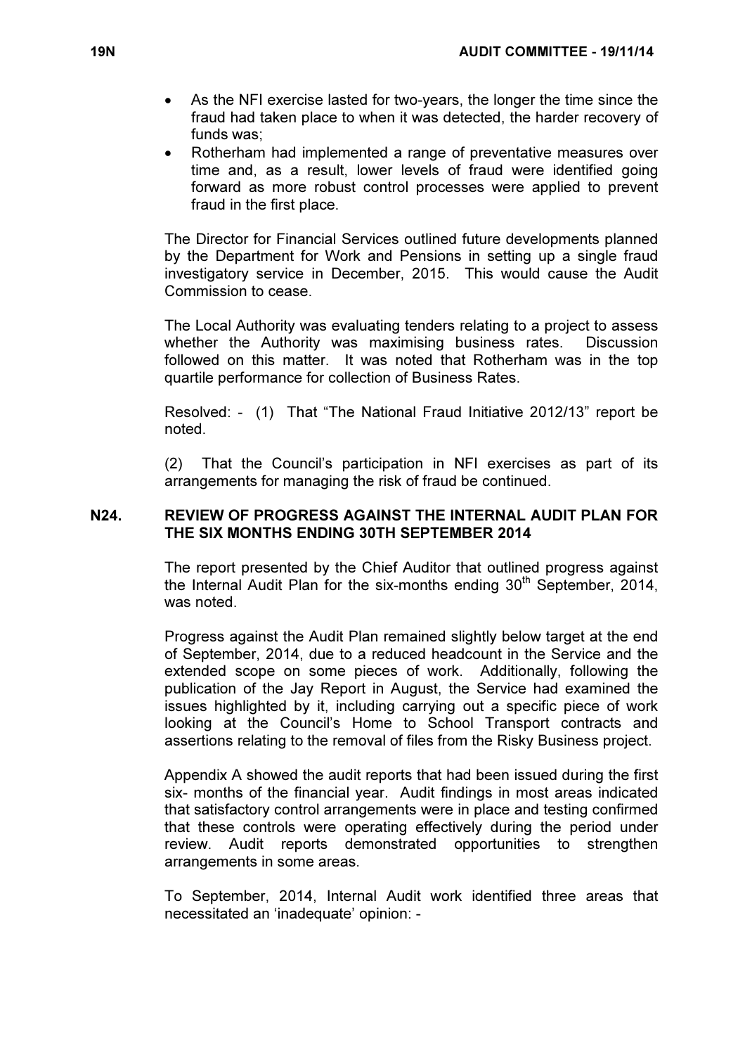- As the NFI exercise lasted for two-years, the longer the time since the fraud had taken place to when it was detected, the harder recovery of funds was;
- Rotherham had implemented a range of preventative measures over time and, as a result, lower levels of fraud were identified going forward as more robust control processes were applied to prevent fraud in the first place.

The Director for Financial Services outlined future developments planned by the Department for Work and Pensions in setting up a single fraud investigatory service in December, 2015. This would cause the Audit Commission to cease.

The Local Authority was evaluating tenders relating to a project to assess whether the Authority was maximising business rates. Discussion followed on this matter. It was noted that Rotherham was in the top quartile performance for collection of Business Rates.

Resolved: - (1) That "The National Fraud Initiative 2012/13" report be noted.

(2) That the Council's participation in NFI exercises as part of its arrangements for managing the risk of fraud be continued.

## N24. REVIEW OF PROGRESS AGAINST THE INTERNAL AUDIT PLAN FOR THE SIX MONTHS ENDING 30TH SEPTEMBER 2014

The report presented by the Chief Auditor that outlined progress against the Internal Audit Plan for the six-months ending 30th September, 2014, was noted.

Progress against the Audit Plan remained slightly below target at the end of September, 2014, due to a reduced headcount in the Service and the extended scope on some pieces of work. Additionally, following the publication of the Jay Report in August, the Service had examined the issues highlighted by it, including carrying out a specific piece of work looking at the Council's Home to School Transport contracts and assertions relating to the removal of files from the Risky Business project.

Appendix A showed the audit reports that had been issued during the first six- months of the financial year. Audit findings in most areas indicated that satisfactory control arrangements were in place and testing confirmed that these controls were operating effectively during the period under review. Audit reports demonstrated opportunities to strengthen arrangements in some areas.

To September, 2014, Internal Audit work identified three areas that necessitated an 'inadequate' opinion: -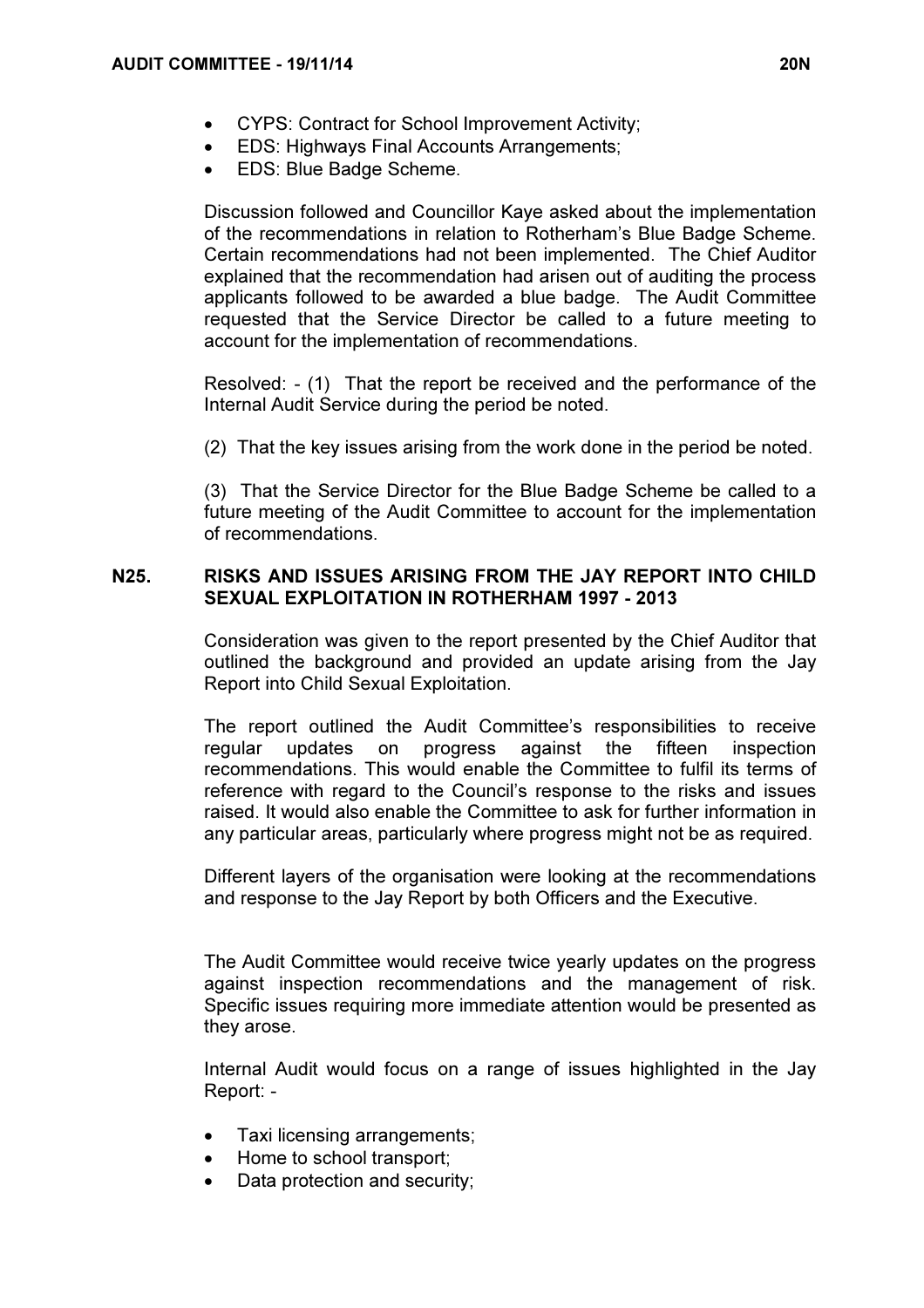- CYPS: Contract for School Improvement Activity;
- EDS: Highways Final Accounts Arrangements;
- EDS: Blue Badge Scheme.

Discussion followed and Councillor Kaye asked about the implementation of the recommendations in relation to Rotherham's Blue Badge Scheme. Certain recommendations had not been implemented. The Chief Auditor explained that the recommendation had arisen out of auditing the process applicants followed to be awarded a blue badge. The Audit Committee requested that the Service Director be called to a future meeting to account for the implementation of recommendations.

Resolved: - (1) That the report be received and the performance of the Internal Audit Service during the period be noted.

(2) That the key issues arising from the work done in the period be noted.

(3) That the Service Director for the Blue Badge Scheme be called to a future meeting of the Audit Committee to account for the implementation of recommendations.

## N25. RISKS AND ISSUES ARISING FROM THE JAY REPORT INTO CHILD SEXUAL EXPLOITATION IN ROTHERHAM 1997 - 2013

Consideration was given to the report presented by the Chief Auditor that outlined the background and provided an update arising from the Jay Report into Child Sexual Exploitation.

The report outlined the Audit Committee's responsibilities to receive regular updates on progress against the fifteen inspection recommendations. This would enable the Committee to fulfil its terms of reference with regard to the Council's response to the risks and issues raised. It would also enable the Committee to ask for further information in any particular areas, particularly where progress might not be as required.

Different layers of the organisation were looking at the recommendations and response to the Jay Report by both Officers and the Executive.

The Audit Committee would receive twice yearly updates on the progress against inspection recommendations and the management of risk. Specific issues requiring more immediate attention would be presented as they arose.

Internal Audit would focus on a range of issues highlighted in the Jay Report: -

- Taxi licensing arrangements;
- Home to school transport;
- Data protection and security;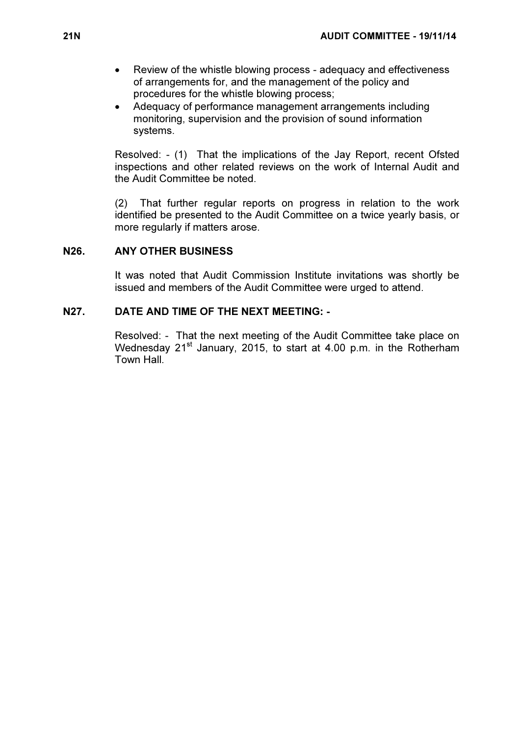- Review of the whistle blowing process - adequacy and effectiveness of arrangements for, and the management of the policy and procedures for the whistle blowing process;
- Adequacy of performance management arrangements including monitoring, supervision and the provision of sound information systems.

Resolved: - (1) That the implications of the Jay Report, recent Ofsted inspections and other related reviews on the work of Internal Audit and the Audit Committee be noted.

(2) That further regular reports on progress in relation to the work identified be presented to the Audit Committee on a twice yearly basis, or more regularly if matters arose.

## N26. ANY OTHER BUSINESS

It was noted that Audit Commission Institute invitations was shortly be issued and members of the Audit Committee were urged to attend.

## N27. DATE AND TIME OF THE NEXT MEETING: -

Resolved: - That the next meeting of the Audit Committee take place on Wednesday 21st January, 2015, to start at 4.00 p.m. in the Rotherham Town Hall.